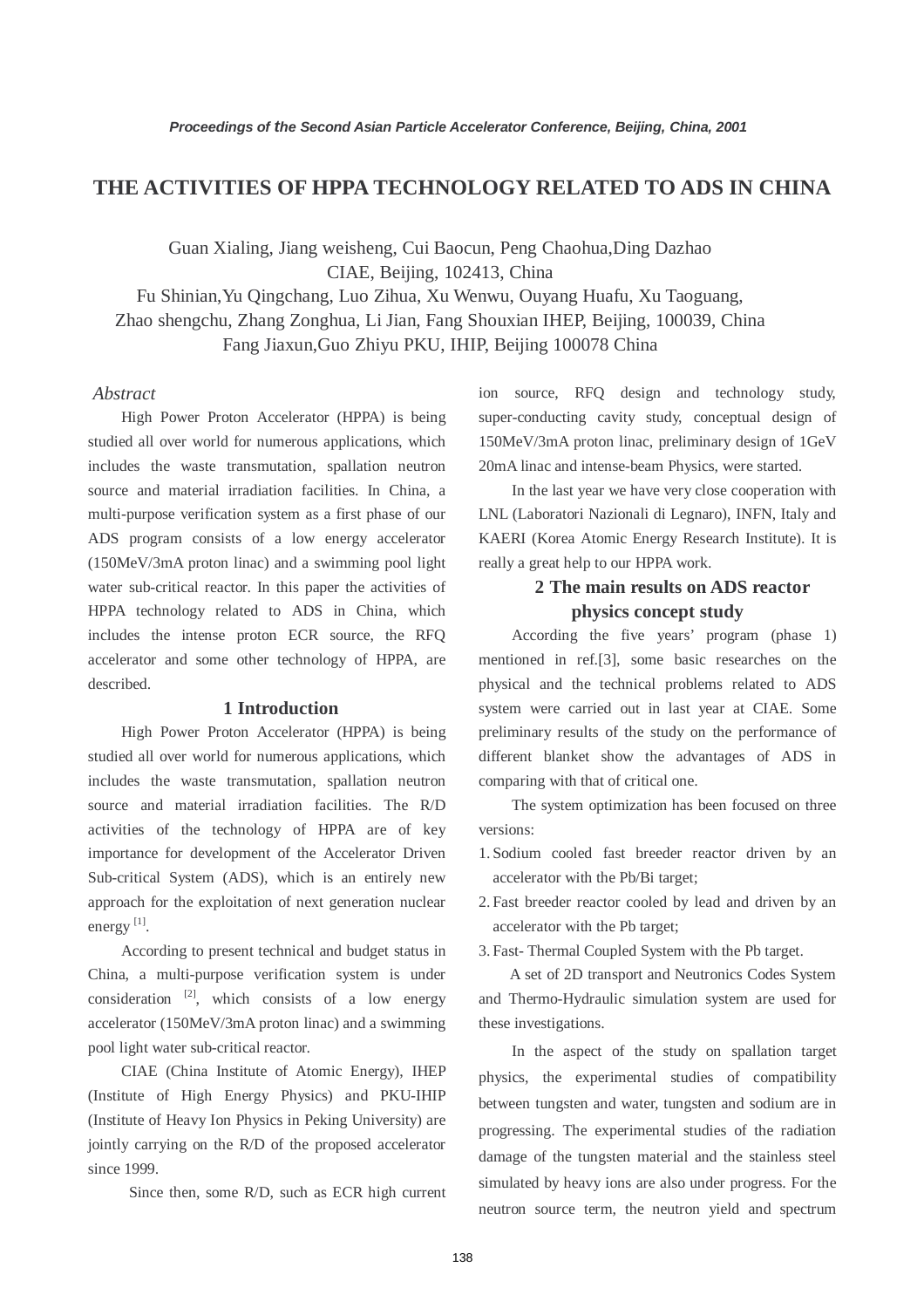# THE ACTIVITIES OF HPPA TECHNOLOGY RELATED TO ADS IN CHINA

Guan Xialing, Jiang weisheng, Cui Baocun, Peng Chaohua,Ding Dazhao
CIAE, Beijing, 102413, China
Fu Shinian,Yu Qingchang, Luo Zihua, Xu Wenwu, Ouyang Huafu, Xu Taoguang,
Zhao shengchu, Zhang Zonghua, Li Jian, Fang Shouxian IHEP, Beijing, 100039, China
Fang Jiaxun,Guo Zhiyu PKU, IHIP, Beijing 100078 China

*Abstract*

High Power Proton Accelerator (HPPA) is being studied all over world for numerous applications, which includes the waste transmutation, spallation neutron source and material irradiation facilities. In China, a multi-purpose verification system as a first phase of our ADS program consists of a low energy accelerator (150MeV/3mA proton linac) and a swimming pool light water sub-critical reactor. In this paper the activities of HPPA technology related to ADS in China, which includes the intense proton ECR source, the RFQ accelerator and some other technology of HPPA, are described.

## 1 Introduction

High Power Proton Accelerator (HPPA) is being studied all over world for numerous applications, which includes the waste transmutation, spallation neutron source and material irradiation facilities. The R/D activities of the technology of HPPA are of key importance for development of the Accelerator Driven Sub-critical System (ADS), which is an entirely new approach for the exploitation of next generation nuclear energy [1].

According to present technical and budget status in China, a multi-purpose verification system is under consideration [2], which consists of a low energy accelerator (150MeV/3mA proton linac) and a swimming pool light water sub-critical reactor.

CIAE (China Institute of Atomic Energy), IHEP (Institute of High Energy Physics) and PKU-IHIP (Institute of Heavy Ion Physics in Peking University) are jointly carrying on the R/D of the proposed accelerator since 1999.

Since then, some R/D, such as ECR high current ion source, RFQ design and technology study, super-conducting cavity study, conceptual design of 150MeV/3mA proton linac, preliminary design of 1GeV 20mA linac and intense-beam Physics, were started.

In the last year we have very close cooperation with LNL (Laboratori Nazionali di Legnaro), INFN, Italy and KAERI (Korea Atomic Energy Research Institute). It is really a great help to our HPPA work.

## 2 The main results on ADS reactor physics concept study

According the five years' program (phase 1) mentioned in ref.[3], some basic researches on the physical and the technical problems related to ADS system were carried out in last year at CIAE. Some preliminary results of the study on the performance of different blanket show the advantages of ADS in comparing with that of critical one.

The system optimization has been focused on three versions:

1. Sodium cooled fast breeder reactor driven by an accelerator with the Pb/Bi target;
2. Fast breeder reactor cooled by lead and driven by an accelerator with the Pb target;
3. Fast- Thermal Coupled System with the Pb target.

A set of 2D transport and Neutronics Codes System and Thermo-Hydraulic simulation system are used for these investigations.

In the aspect of the study on spallation target physics, the experimental studies of compatibility between tungsten and water, tungsten and sodium are in progressing. The experimental studies of the radiation damage of the tungsten material and the stainless steel simulated by heavy ions are also under progress. For the neutron source term, the neutron yield and spectrum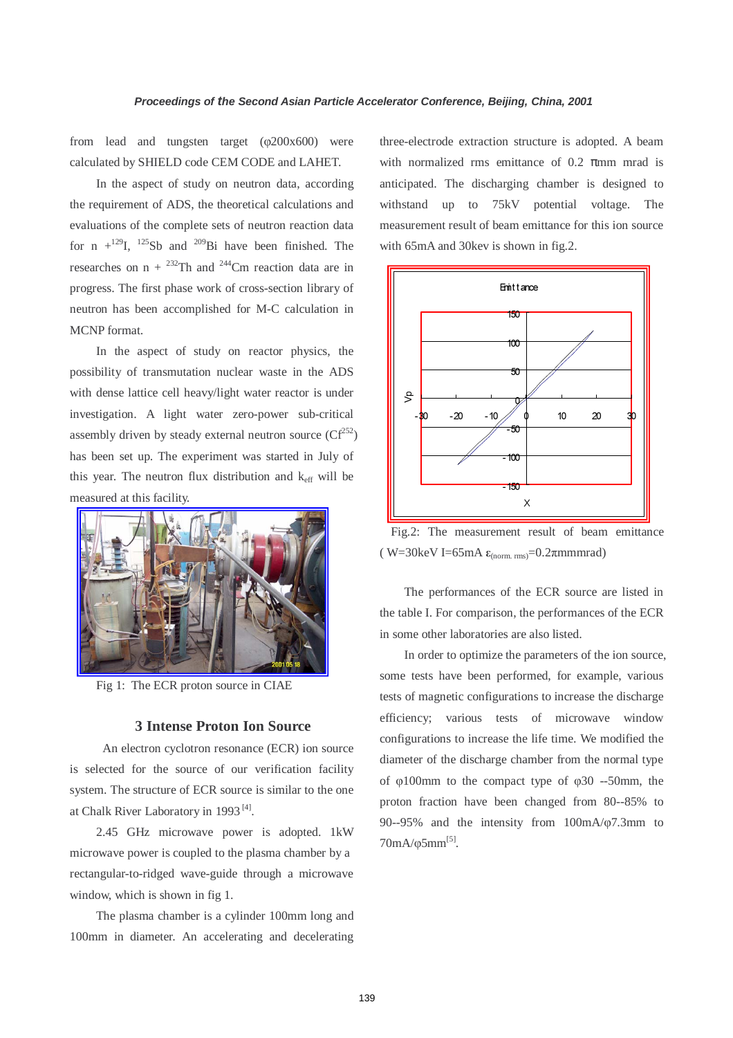from lead and tungsten target (φ200x600) were calculated by SHIELD code CEM CODE and LAHET.

In the aspect of study on neutron data, according the requirement of ADS, the theoretical calculations and evaluations of the complete sets of neutron reaction data for n +$^{129}$I, $^{125}$Sb and $^{209}$Bi have been finished. The researches on n + $^{232}$Th and $^{244}$Cm reaction data are in progress. The first phase work of cross-section library of neutron has been accomplished for M-C calculation in MCNP format.

In the aspect of study on reactor physics, the possibility of transmutation nuclear waste in the ADS with dense lattice cell heavy/light water reactor is under investigation. A light water zero-power sub-critical assembly driven by steady external neutron source ($Cf^{252}$) has been set up. The experiment was started in July of this year. The neutron flux distribution and $k_{eff}$ will be measured at this facility.

Fig 1: The ECR proton source in CIAE

## 3 Intense Proton Ion Source

An electron cyclotron resonance (ECR) ion source is selected for the source of our verification facility system. The structure of ECR source is similar to the one at Chalk River Laboratory in 1993 [4].

2.45 GHz microwave power is adopted. 1kW microwave power is coupled to the plasma chamber by a rectangular-to-ridged wave-guide through a microwave window, which is shown in fig 1.

The plasma chamber is a cylinder 100mm long and 100mm in diameter. An accelerating and decelerating three-electrode extraction structure is adopted. A beam with normalized rms emittance of 0.2 πmm mrad is anticipated. The discharging chamber is designed to withstand up to 75kV potential voltage. The measurement result of beam emittance for this ion source with 65mA and 30kev is shown in fig.2.

Fig.2: The measurement result of beam emittance ( W=30keV I=65mA $\varepsilon_{(norm.\ rms)}$=0.2πmmmrad)

The performances of the ECR source are listed in the table I. For comparison, the performances of the ECR in some other laboratories are also listed.

In order to optimize the parameters of the ion source, some tests have been performed, for example, various tests of magnetic configurations to increase the discharge efficiency; various tests of microwave window configurations to increase the life time. We modified the diameter of the discharge chamber from the normal type of φ100mm to the compact type of φ30 --50mm, the proton fraction have been changed from 80--85% to 90--95% and the intensity from 100mA/φ7.3mm to 70mA/φ5mm[5].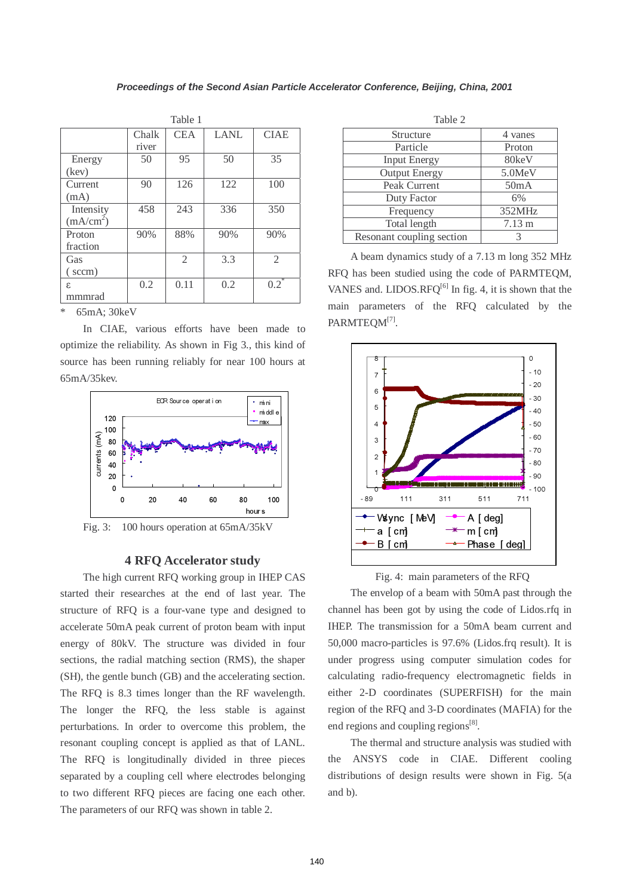Table 1

| | Chalk river | CEA | LANL | CIAE |
|---|---|---|---|---|
| Energy (kev) | 50 | 95 | 50 | 35 |
| Current (mA) | 90 | 126 | 122 | 100 |
| Intensity (mA/cm$^2$) | 458 | 243 | 336 | 350 |
| Proton fraction | 90% | 88% | 90% | 90% |
| Gas ( sccm) | | 2 | 3.3 | 2 |
| ε mmmrad | 0.2 | 0.11 | 0.2 | 0.2* |

\* 65mA; 30keV

In CIAE, various efforts have been made to optimize the reliability. As shown in Fig 3., this kind of source has been running reliably for near 100 hours at 65mA/35kev.

Fig. 3: 100 hours operation at 65mA/35kV

## 4 RFQ Accelerator study

The high current RFQ working group in IHEP CAS started their researches at the end of last year. The structure of RFQ is a four-vane type and designed to accelerate 50mA peak current of proton beam with input energy of 80kV. The structure was divided in four sections, the radial matching section (RMS), the shaper (SH), the gentle bunch (GB) and the accelerating section. The RFQ is 8.3 times longer than the RF wavelength. The longer the RFQ, the less stable is against perturbations. In order to overcome this problem, the resonant coupling concept is applied as that of LANL. The RFQ is longitudinally divided in three pieces separated by a coupling cell where electrodes belonging to two different RFQ pieces are facing one each other. The parameters of our RFQ was shown in table 2.

Table 2

| Structure | 4 vanes |
|---|---|
| Particle | Proton |
| Input Energy | 80keV |
| Output Energy | 5.0MeV |
| Peak Current | 50mA |
| Duty Factor | 6% |
| Frequency | 352MHz |
| Total length | 7.13 m |
| Resonant coupling section | 3 |

A beam dynamics study of a 7.13 m long 352 MHz RFQ has been studied using the code of PARMTEQM, VANES and. LIDOS.RFQ[6] In fig. 4, it is shown that the main parameters of the RFQ calculated by the PARMTEQM[7].

Fig. 4: main parameters of the RFQ

The envelop of a beam with 50mA past through the channel has been got by using the code of Lidos.rfq in IHEP. The transmission for a 50mA beam current and 50,000 macro-particles is 97.6% (Lidos.frq result). It is under progress using computer simulation codes for calculating radio-frequency electromagnetic fields in either 2-D coordinates (SUPERFISH) for the main region of the RFQ and 3-D coordinates (MAFIA) for the end regions and coupling regions[8].

The thermal and structure analysis was studied with the ANSYS code in CIAE. Different cooling distributions of design results were shown in Fig. 5(a and b).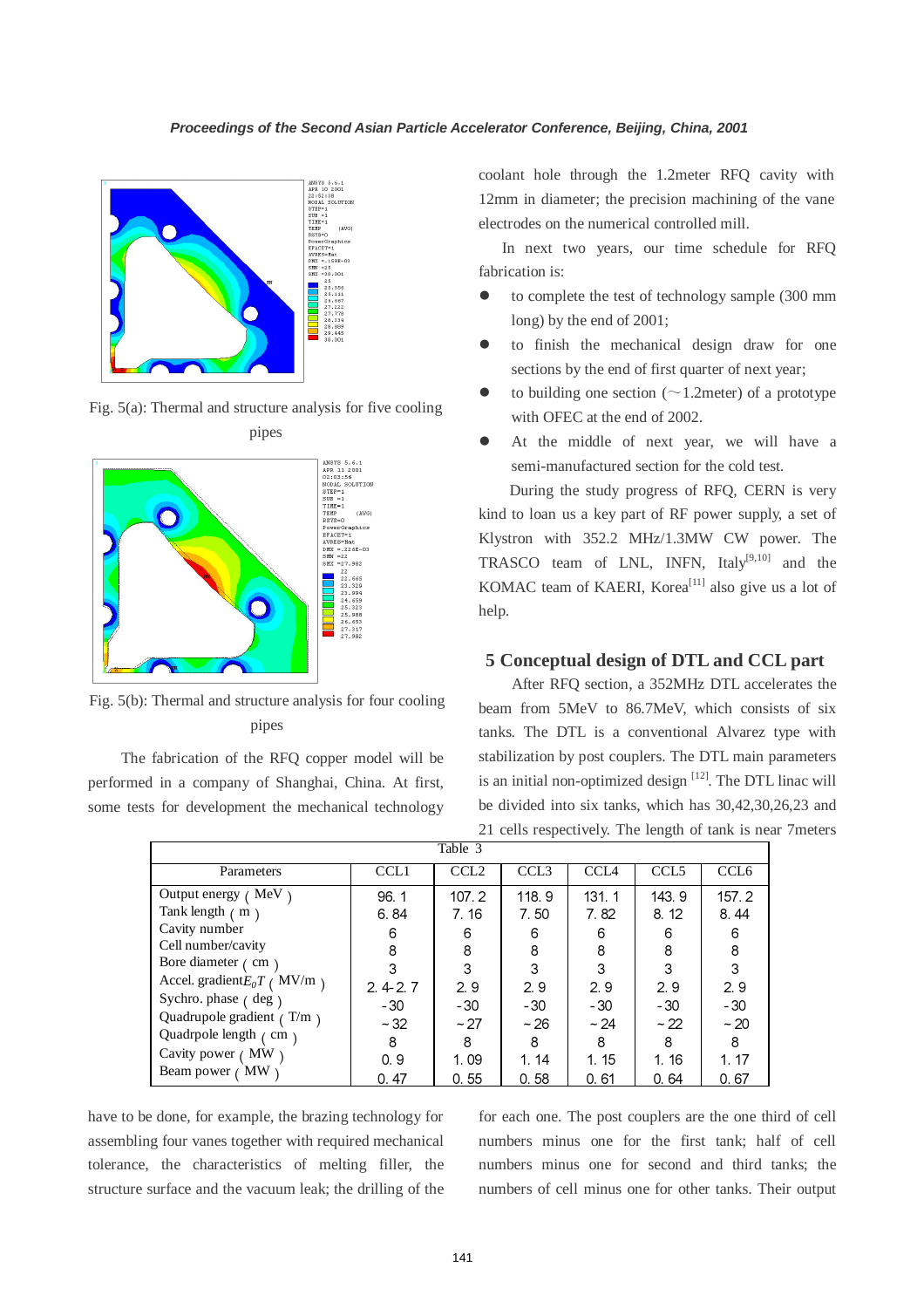Fig. 5(a): Thermal and structure analysis for five cooling pipes

Fig. 5(b): Thermal and structure analysis for four cooling pipes

The fabrication of the RFQ copper model will be performed in a company of Shanghai, China. At first, some tests for development the mechanical technology have to be done, for example, the brazing technology for assembling four vanes together with required mechanical tolerance, the characteristics of melting filler, the structure surface and the vacuum leak; the drilling of the coolant hole through the 1.2meter RFQ cavity with 12mm in diameter; the precision machining of the vane electrodes on the numerical controlled mill.

In next two years, our time schedule for RFQ fabrication is:

- to complete the test of technology sample (300 mm long) by the end of 2001;
- to finish the mechanical design draw for one sections by the end of first quarter of next year;
- to building one section (~1.2meter) of a prototype with OFEC at the end of 2002.
- At the middle of next year, we will have a semi-manufactured section for the cold test.

During the study progress of RFQ, CERN is very kind to loan us a key part of RF power supply, a set of Klystron with 352.2 MHz/1.3MW CW power. The TRASCO team of LNL, INFN, Italy[9,10] and the KOMAC team of KAERI, Korea[11] also give us a lot of help.

## 5 Conceptual design of DTL and CCL part

After RFQ section, a 352MHz DTL accelerates the beam from 5MeV to 86.7MeV, which consists of six tanks. The DTL is a conventional Alvarez type with stabilization by post couplers. The DTL main parameters is an initial non-optimized design [12]. The DTL linac will be divided into six tanks, which has 30,42,30,26,23 and 21 cells respectively. The length of tank is near 7meters for each one. The post couplers are the one third of cell numbers minus one for the first tank; half of cell numbers minus one for second and third tanks; the numbers of cell minus one for other tanks. Their output

Table 3

| Parameters | CCL1 | CCL2 | CCL3 | CCL4 | CCL5 | CCL6 |
|---|---|---|---|---|---|---|
| Output energy (MeV) | 96.1 | 107.2 | 118.9 | 131.1 | 143.9 | 157.2 |
| Tank length (m) | 6.84 | 7.16 | 7.50 | 7.82 | 8.12 | 8.44 |
| Cavity number | 6 | 6 | 6 | 6 | 6 | 6 |
| Cell number/cavity | 8 | 8 | 8 | 8 | 8 | 8 |
| Bore diameter (cm) | 3 | 3 | 3 | 3 | 3 | 3 |
| Accel. gradient $E_0T$ (MV/m) | 2.4-2.7 | 2.9 | 2.9 | 2.9 | 2.9 | 2.9 |
| Sychro. phase (deg) | -30 | -30 | -30 | -30 | -30 | -30 |
| Quadrupole gradient (T/m) | ~32 | ~27 | ~26 | ~24 | ~22 | ~20 |
| Quadrpole length (cm) | 8 | 8 | 8 | 8 | 8 | 8 |
| Cavity power (MW) | 0.9 | 1.09 | 1.14 | 1.15 | 1.16 | 1.17 |
| Beam power (MW) | 0.47 | 0.55 | 0.58 | 0.61 | 0.64 | 0.67 |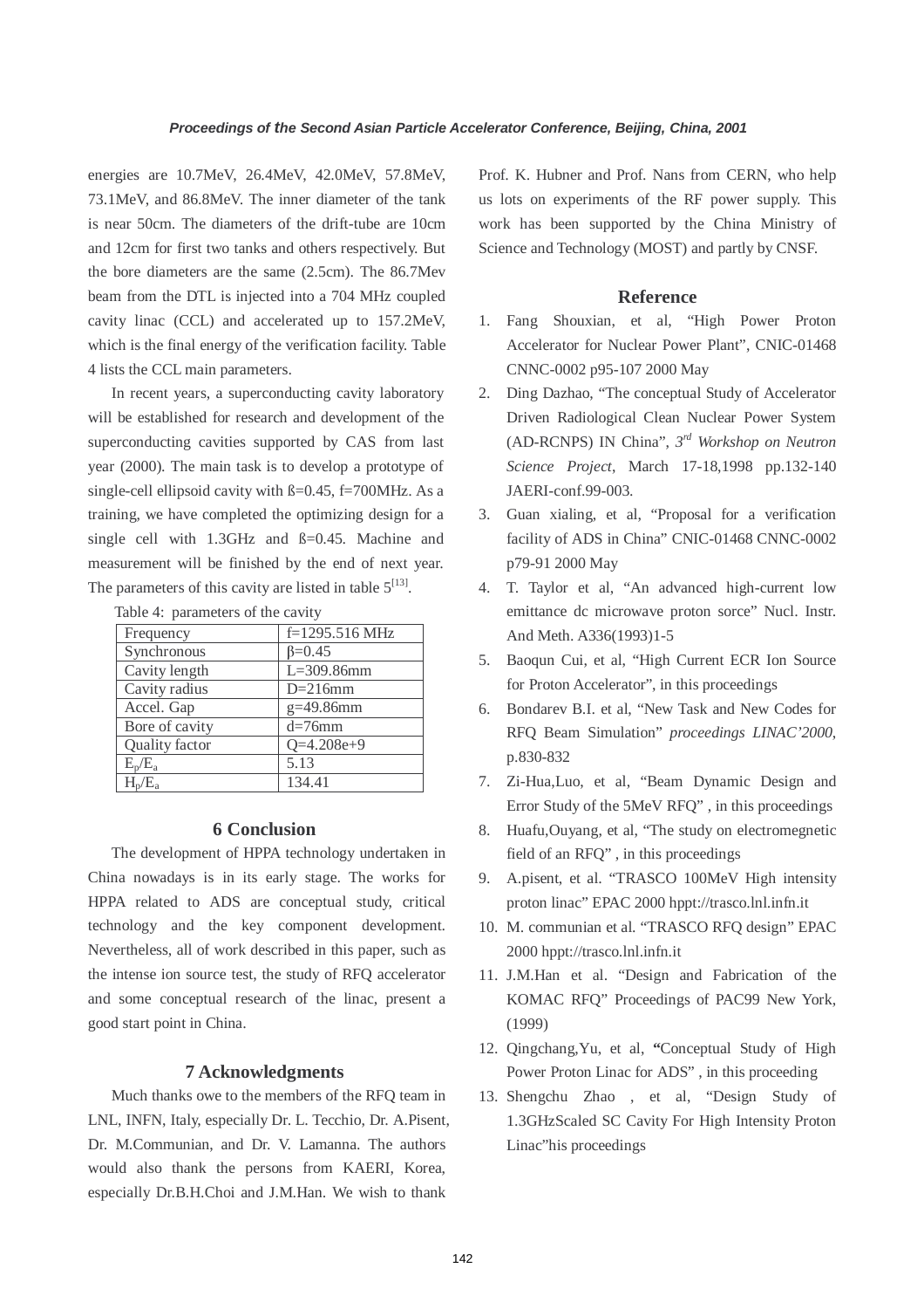energies are 10.7MeV, 26.4MeV, 42.0MeV, 57.8MeV, 73.1MeV, and 86.8MeV. The inner diameter of the tank is near 50cm. The diameters of the drift-tube are 10cm and 12cm for first two tanks and others respectively. But the bore diameters are the same (2.5cm). The 86.7Mev beam from the DTL is injected into a 704 MHz coupled cavity linac (CCL) and accelerated up to 157.2MeV, which is the final energy of the verification facility. Table 4 lists the CCL main parameters.

In recent years, a superconducting cavity laboratory will be established for research and development of the superconducting cavities supported by CAS from last year (2000). The main task is to develop a prototype of single-cell ellipsoid cavity with ß=0.45, f=700MHz. As a training, we have completed the optimizing design for a single cell with 1.3GHz and ß=0.45. Machine and measurement will be finished by the end of next year. The parameters of this cavity are listed in table 5[13].

Table 4: parameters of the cavity

| | |
|---|---|
| Frequency | f=1295.516 MHz |
| Synchronous | β=0.45 |
| Cavity length | L=309.86mm |
| Cavity radius | D=216mm |
| Accel. Gap | g=49.86mm |
| Bore of cavity | d=76mm |
| Quality factor | Q=4.208e+9 |
| $E_p/E_a$ | 5.13 |
| $H_p/E_a$ | 134.41 |

## 6 Conclusion

The development of HPPA technology undertaken in China nowadays is in its early stage. The works for HPPA related to ADS are conceptual study, critical technology and the key component development. Nevertheless, all of work described in this paper, such as the intense ion source test, the study of RFQ accelerator and some conceptual research of the linac, present a good start point in China.

## 7 Acknowledgments

Much thanks owe to the members of the RFQ team in LNL, INFN, Italy, especially Dr. L. Tecchio, Dr. A.Pisent, Dr. M.Communian, and Dr. V. Lamanna. The authors would also thank the persons from KAERI, Korea, especially Dr.B.H.Choi and J.M.Han. We wish to thank Prof. K. Hubner and Prof. Nans from CERN, who help us lots on experiments of the RF power supply. This work has been supported by the China Ministry of Science and Technology (MOST) and partly by CNSF.

## Reference

1. Fang Shouxian, et al, "High Power Proton Accelerator for Nuclear Power Plant", CNIC-01468 CNNC-0002 p95-107 2000 May
2. Ding Dazhao, "The conceptual Study of Accelerator Driven Radiological Clean Nuclear Power System (AD-RCNPS) IN China", *3rd Workshop on Neutron Science Project*, March 17-18,1998 pp.132-140 JAERI-conf.99-003.
3. Guan xialing, et al, "Proposal for a verification facility of ADS in China" CNIC-01468 CNNC-0002 p79-91 2000 May
4. T. Taylor et al, "An advanced high-current low emittance dc microwave proton sorce" Nucl. Instr. And Meth. A336(1993)1-5
5. Baoqun Cui, et al, "High Current ECR Ion Source for Proton Accelerator", in this proceedings
6. Bondarev B.I. et al, "New Task and New Codes for RFQ Beam Simulation" *proceedings LINAC'2000*, p.830-832
7. Zi-Hua,Luo, et al, "Beam Dynamic Design and Error Study of the 5MeV RFQ" , in this proceedings
8. Huafu,Ouyang, et al, "The study on electromegnetic field of an RFQ" , in this proceedings
9. A.pisent, et al. "TRASCO 100MeV High intensity proton linac" EPAC 2000 hppt://trasco.lnl.infn.it
10. M. communian et al. "TRASCO RFQ design" EPAC 2000 hppt://trasco.lnl.infn.it
11. J.M.Han et al. "Design and Fabrication of the KOMAC RFQ" Proceedings of PAC99 New York, (1999)
12. Qingchang,Yu, et al, **"**Conceptual Study of High Power Proton Linac for ADS" , in this proceeding
13. Shengchu Zhao , et al, "Design Study of 1.3GHzScaled SC Cavity For High Intensity Proton Linac"his proceedings